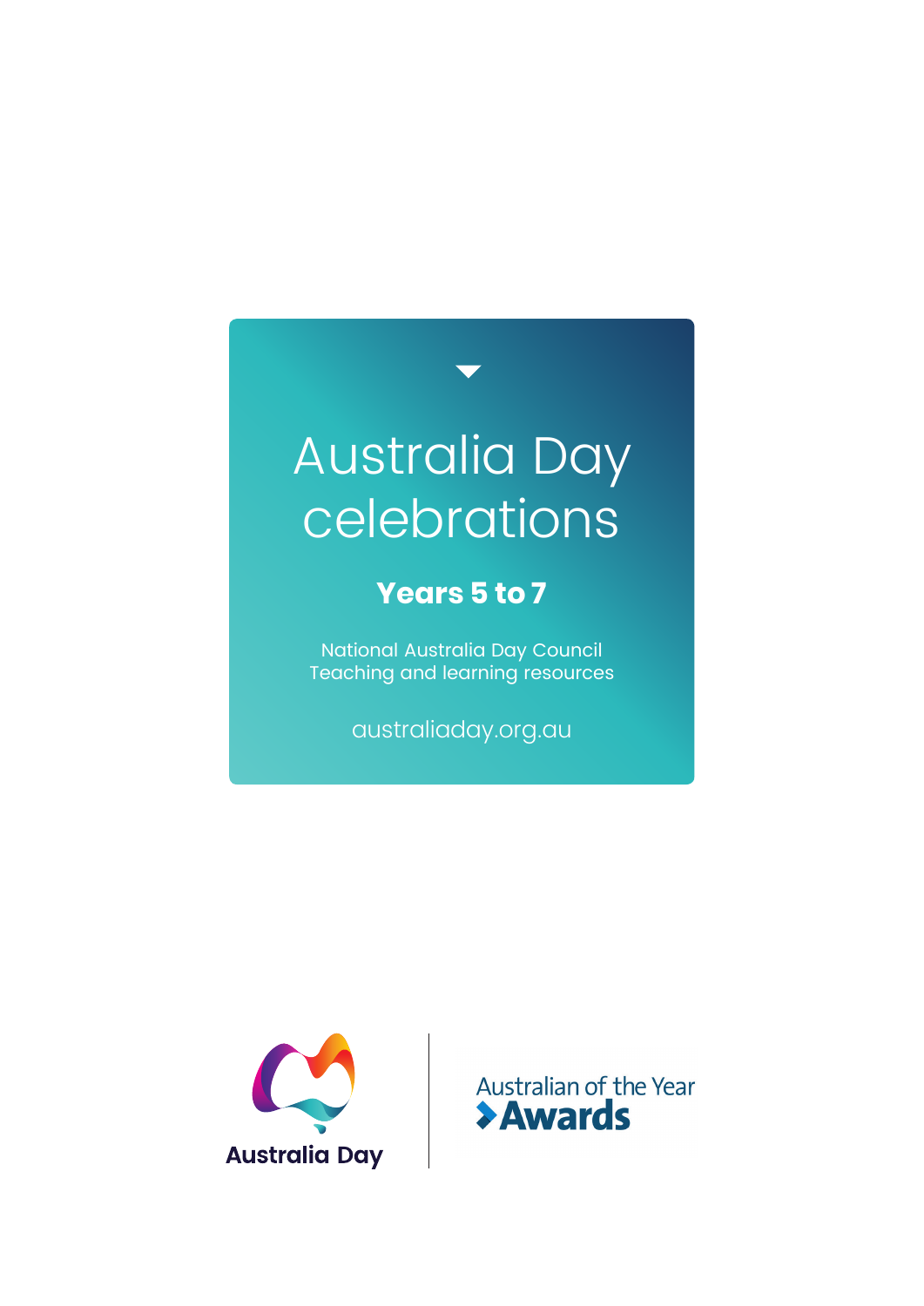# Australia Day celebrations

## Years 5 to 7

National Australia Day Council
Teaching and learning resources

australiaday.org.au

Australia Day

Australian of the Year Awards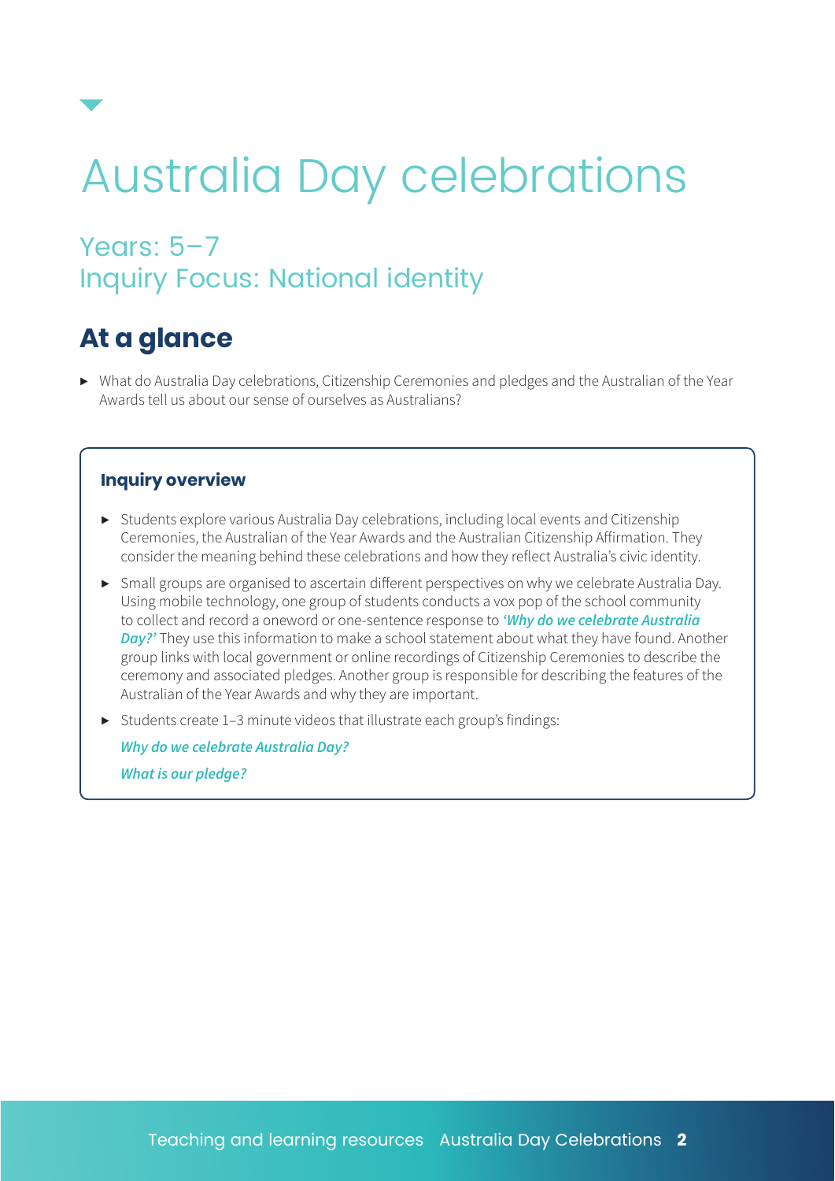# Australia Day celebrations

## Years: 5–7
## Inquiry Focus: National identity

## At a glance

- What do Australia Day celebrations, Citizenship Ceremonies and pledges and the Australian of the Year Awards tell us about our sense of ourselves as Australians?

### Inquiry overview

- Students explore various Australia Day celebrations, including local events and Citizenship Ceremonies, the Australian of the Year Awards and the Australian Citizenship Affirmation. They consider the meaning behind these celebrations and how they reflect Australia's civic identity.
- Small groups are organised to ascertain different perspectives on why we celebrate Australia Day. Using mobile technology, one group of students conducts a vox pop of the school community to collect and record a oneword or one-sentence response to ***'Why do we celebrate Australia Day?'*** They use this information to make a school statement about what they have found. Another group links with local government or online recordings of Citizenship Ceremonies to describe the ceremony and associated pledges. Another group is responsible for describing the features of the Australian of the Year Awards and why they are important.
- Students create 1–3 minute videos that illustrate each group's findings:

  ***Why do we celebrate Australia Day?***

  ***What is our pledge?***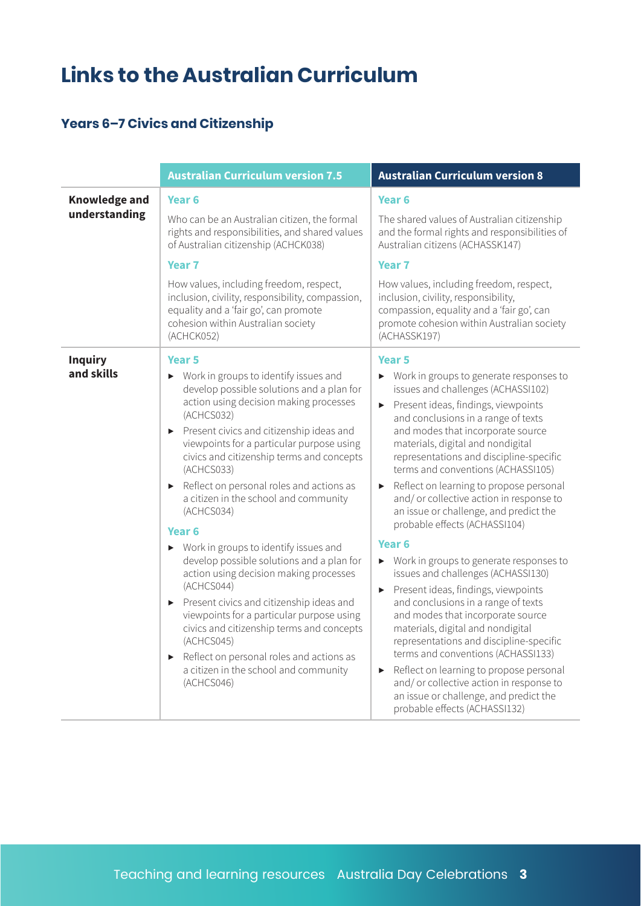# Links to the Australian Curriculum

## Years 6–7 Civics and Citizenship

| | Australian Curriculum version 7.5 | Australian Curriculum version 8 |
|---|---|---|
| **Knowledge and understanding** | **Year 6**<br>Who can be an Australian citizen, the formal rights and responsibilities, and shared values of Australian citizenship (ACHCK038)<br>**Year 7**<br>How values, including freedom, respect, inclusion, civility, responsibility, compassion, equality and a 'fair go', can promote cohesion within Australian society (ACHCK052) | **Year 6**<br>The shared values of Australian citizenship and the formal rights and responsibilities of Australian citizens (ACHASSK147)<br>**Year 7**<br>How values, including freedom, respect, inclusion, civility, responsibility, compassion, equality and a 'fair go', can promote cohesion within Australian society (ACHASSK197) |
| **Inquiry and skills** | **Year 5**<br>▸ Work in groups to identify issues and develop possible solutions and a plan for action using decision making processes (ACHCS032)<br>▸ Present civics and citizenship ideas and viewpoints for a particular purpose using civics and citizenship terms and concepts (ACHCS033)<br>▸ Reflect on personal roles and actions as a citizen in the school and community (ACHCS034)<br>**Year 6**<br>▸ Work in groups to identify issues and develop possible solutions and a plan for action using decision making processes (ACHCS044)<br>▸ Present civics and citizenship ideas and viewpoints for a particular purpose using civics and citizenship terms and concepts (ACHCS045)<br>▸ Reflect on personal roles and actions as a citizen in the school and community (ACHCS046) | **Year 5**<br>▸ Work in groups to generate responses to issues and challenges (ACHASSI102)<br>▸ Present ideas, findings, viewpoints and conclusions in a range of texts and modes that incorporate source materials, digital and nondigital representations and discipline-specific terms and conventions (ACHASSI105)<br>▸ Reflect on learning to propose personal and/ or collective action in response to an issue or challenge, and predict the probable effects (ACHASSI104)<br>**Year 6**<br>▸ Work in groups to generate responses to issues and challenges (ACHASSI130)<br>▸ Present ideas, findings, viewpoints and conclusions in a range of texts and modes that incorporate source materials, digital and nondigital representations and discipline-specific terms and conventions (ACHASSI133)<br>▸ Reflect on learning to propose personal and/ or collective action in response to an issue or challenge, and predict the probable effects (ACHASSI132) |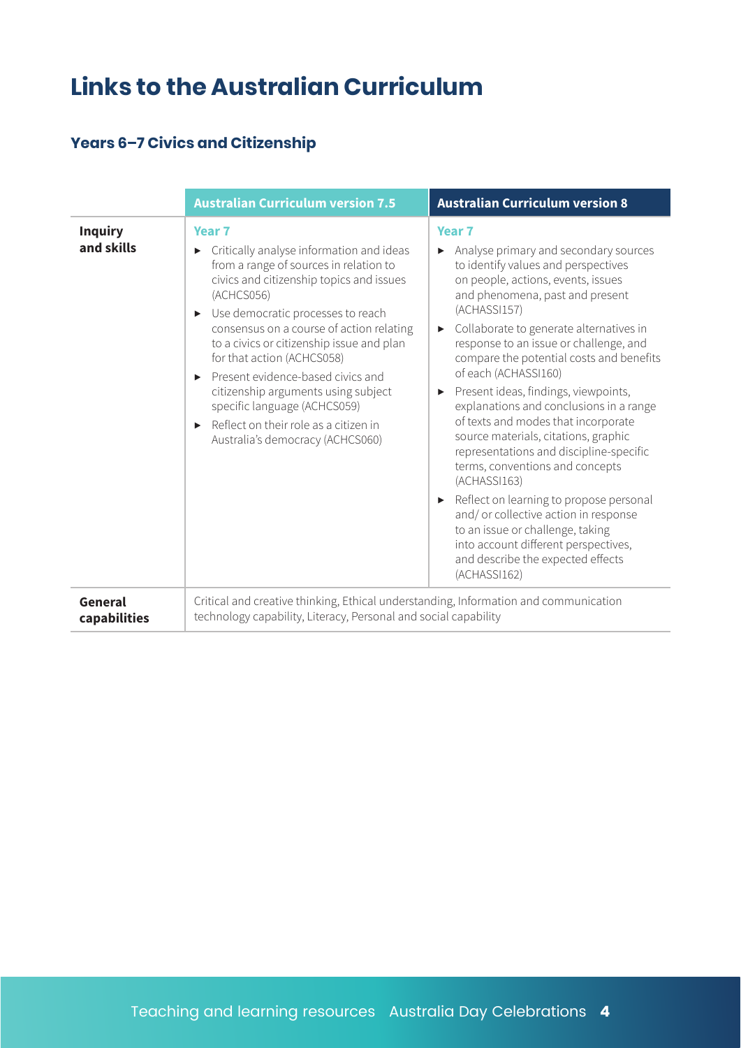# Links to the Australian Curriculum

## Years 6–7 Civics and Citizenship

| | Australian Curriculum version 7.5 | Australian Curriculum version 8 |
|---|---|---|
| **Inquiry and skills** | **Year 7**<br>▸ Critically analyse information and ideas from a range of sources in relation to civics and citizenship topics and issues (ACHCS056)<br>▸ Use democratic processes to reach consensus on a course of action relating to a civics or citizenship issue and plan for that action (ACHCS058)<br>▸ Present evidence-based civics and citizenship arguments using subject specific language (ACHCS059)<br>▸ Reflect on their role as a citizen in Australia's democracy (ACHCS060) | **Year 7**<br>▸ Analyse primary and secondary sources to identify values and perspectives on people, actions, events, issues and phenomena, past and present (ACHASSI157)<br>▸ Collaborate to generate alternatives in response to an issue or challenge, and compare the potential costs and benefits of each (ACHASSI160)<br>▸ Present ideas, findings, viewpoints, explanations and conclusions in a range of texts and modes that incorporate source materials, citations, graphic representations and discipline-specific terms, conventions and concepts (ACHASSI163)<br>▸ Reflect on learning to propose personal and/ or collective action in response to an issue or challenge, taking into account different perspectives, and describe the expected effects (ACHASSI162) |
| **General capabilities** | Critical and creative thinking, Ethical understanding, Information and communication technology capability, Literacy, Personal and social capability | |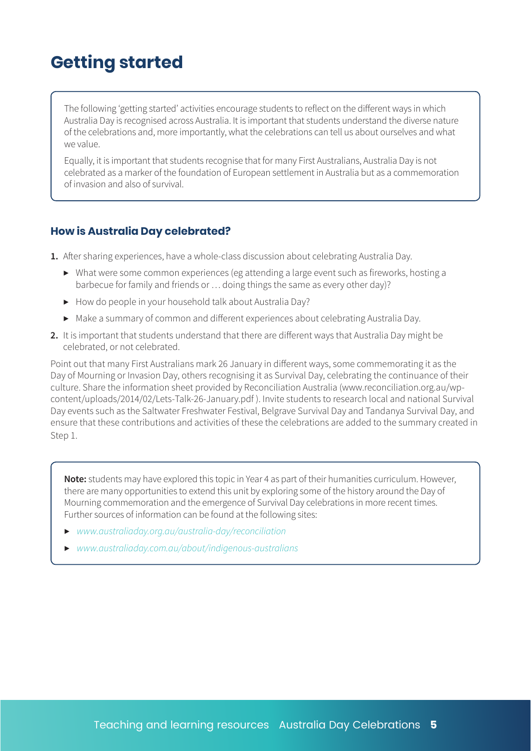# Getting started

The following 'getting started' activities encourage students to reflect on the different ways in which Australia Day is recognised across Australia. It is important that students understand the diverse nature of the celebrations and, more importantly, what the celebrations can tell us about ourselves and what we value.

Equally, it is important that students recognise that for many First Australians, Australia Day is not celebrated as a marker of the foundation of European settlement in Australia but as a commemoration of invasion and also of survival.

### How is Australia Day celebrated?

1. After sharing experiences, have a whole-class discussion about celebrating Australia Day.
   - What were some common experiences (eg attending a large event such as fireworks, hosting a barbecue for family and friends or … doing things the same as every other day)?
   - How do people in your household talk about Australia Day?
   - Make a summary of common and different experiences about celebrating Australia Day.
2. It is important that students understand that there are different ways that Australia Day might be celebrated, or not celebrated.

Point out that many First Australians mark 26 January in different ways, some commemorating it as the Day of Mourning or Invasion Day, others recognising it as Survival Day, celebrating the continuance of their culture. Share the information sheet provided by Reconciliation Australia (www.reconciliation.org.au/wp-content/uploads/2014/02/Lets-Talk-26-January.pdf ). Invite students to research local and national Survival Day events such as the Saltwater Freshwater Festival, Belgrave Survival Day and Tandanya Survival Day, and ensure that these contributions and activities of these the celebrations are added to the summary created in Step 1.

**Note:** students may have explored this topic in Year 4 as part of their humanities curriculum. However, there are many opportunities to extend this unit by exploring some of the history around the Day of Mourning commemoration and the emergence of Survival Day celebrations in more recent times. Further sources of information can be found at the following sites:

- *www.australiaday.org.au/australia-day/reconciliation*
- *www.australiaday.com.au/about/indigenous-australians*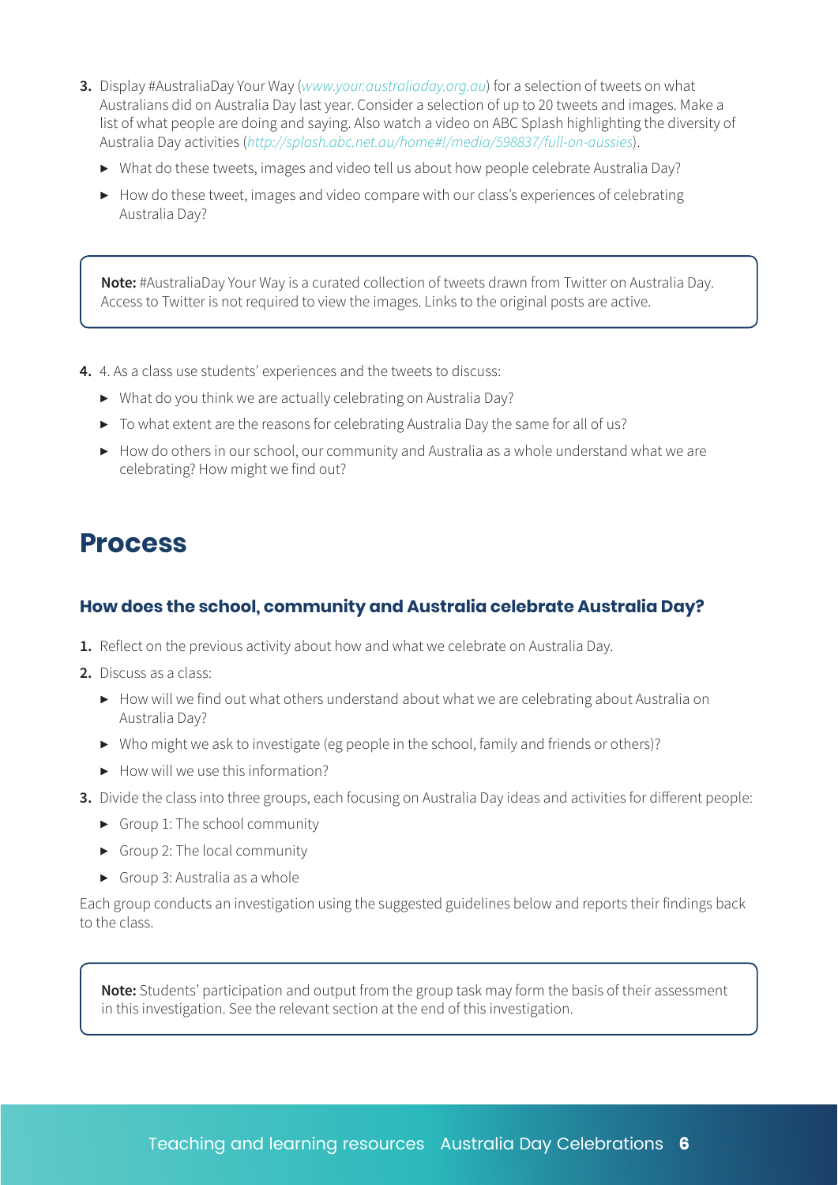3. Display #AustraliaDay Your Way (*www.your.australiaday.org.au*) for a selection of tweets on what Australians did on Australia Day last year. Consider a selection of up to 20 tweets and images. Make a list of what people are doing and saying. Also watch a video on ABC Splash highlighting the diversity of Australia Day activities (*http://splash.abc.net.au/home#!/media/598837/full-on-aussies*).
   - What do these tweets, images and video tell us about how people celebrate Australia Day?
   - How do these tweet, images and video compare with our class's experiences of celebrating Australia Day?

> **Note:** #AustraliaDay Your Way is a curated collection of tweets drawn from Twitter on Australia Day. Access to Twitter is not required to view the images. Links to the original posts are active.

4. 4. As a class use students' experiences and the tweets to discuss:
   - What do you think we are actually celebrating on Australia Day?
   - To what extent are the reasons for celebrating Australia Day the same for all of us?
   - How do others in our school, our community and Australia as a whole understand what we are celebrating? How might we find out?

# Process

### How does the school, community and Australia celebrate Australia Day?

1. Reflect on the previous activity about how and what we celebrate on Australia Day.
2. Discuss as a class:
   - How will we find out what others understand about what we are celebrating about Australia on Australia Day?
   - Who might we ask to investigate (eg people in the school, family and friends or others)?
   - How will we use this information?
3. Divide the class into three groups, each focusing on Australia Day ideas and activities for different people:
   - Group 1: The school community
   - Group 2: The local community
   - Group 3: Australia as a whole

Each group conducts an investigation using the suggested guidelines below and reports their findings back to the class.

> **Note:** Students' participation and output from the group task may form the basis of their assessment in this investigation. See the relevant section at the end of this investigation.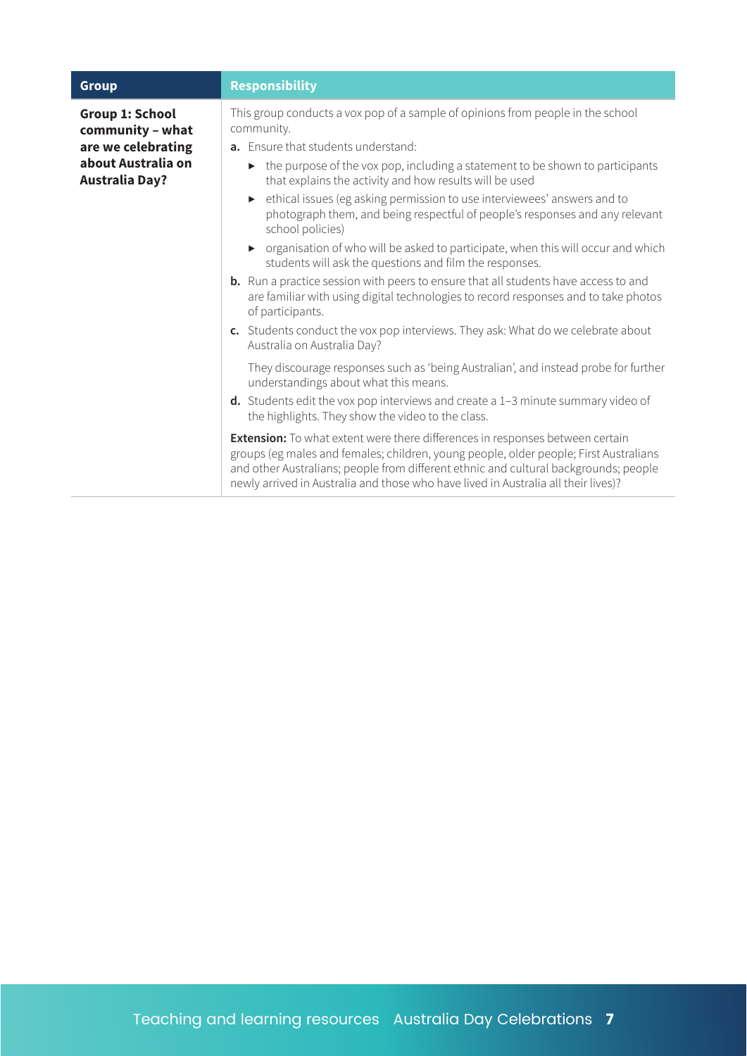| Group | Responsibility |
| --- | --- |
| **Group 1: School community – what are we celebrating about Australia on Australia Day?** | This group conducts a vox pop of a sample of opinions from people in the school community.<br>**a.** Ensure that students understand:<br>► the purpose of the vox pop, including a statement to be shown to participants that explains the activity and how results will be used<br>► ethical issues (eg asking permission to use interviewees' answers and to photograph them, and being respectful of people's responses and any relevant school policies)<br>► organisation of who will be asked to participate, when this will occur and which students will ask the questions and film the responses.<br>**b.** Run a practice session with peers to ensure that all students have access to and are familiar with using digital technologies to record responses and to take photos of participants.<br>**c.** Students conduct the vox pop interviews. They ask: What do we celebrate about Australia on Australia Day?<br>They discourage responses such as 'being Australian', and instead probe for further understandings about what this means.<br>**d.** Students edit the vox pop interviews and create a 1–3 minute summary video of the highlights. They show the video to the class.<br>**Extension:** To what extent were there differences in responses between certain groups (eg males and females; children, young people, older people; First Australians and other Australians; people from different ethnic and cultural backgrounds; people newly arrived in Australia and those who have lived in Australia all their lives)? |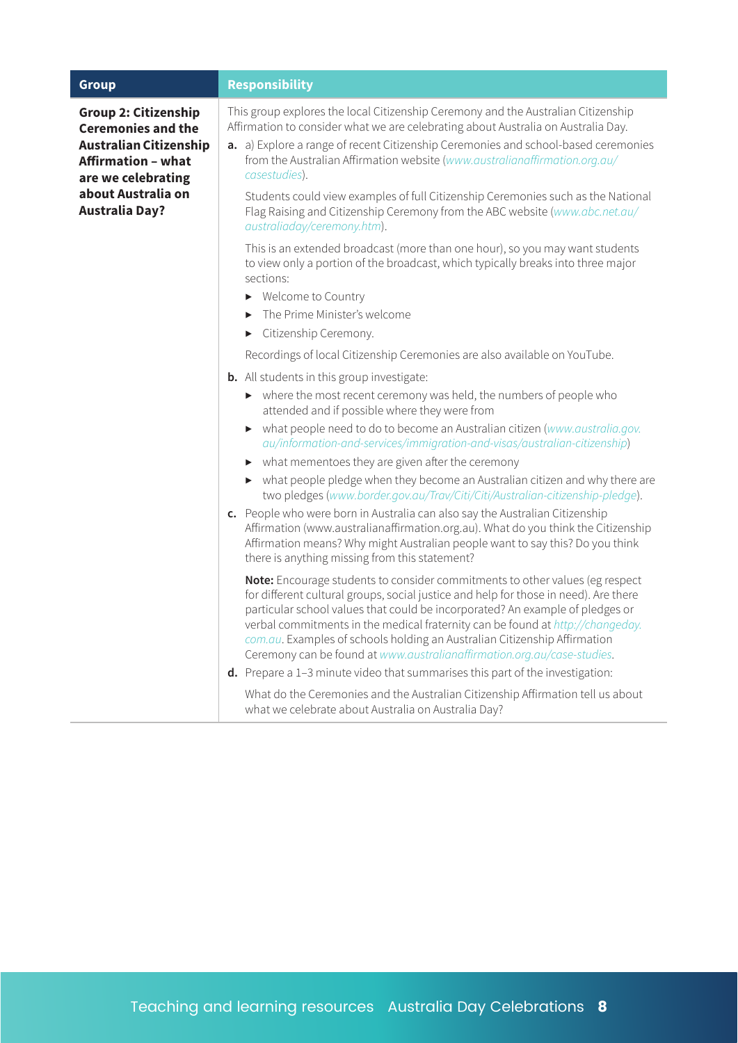| Group | Responsibility |
|---|---|
| **Group 2: Citizenship Ceremonies and the Australian Citizenship Affirmation – what are we celebrating about Australia on Australia Day?** | This group explores the local Citizenship Ceremony and the Australian Citizenship Affirmation to consider what we are celebrating about Australia on Australia Day.<br><br>**a.** a) Explore a range of recent Citizenship Ceremonies and school-based ceremonies from the Australian Affirmation website (*www.australianaffirmation.org.au/casestudies*).<br><br>Students could view examples of full Citizenship Ceremonies such as the National Flag Raising and Citizenship Ceremony from the ABC website (*www.abc.net.au/australiaday/ceremony.htm*).<br><br>This is an extended broadcast (more than one hour), so you may want students to view only a portion of the broadcast, which typically breaks into three major sections:<br>▸ Welcome to Country<br>▸ The Prime Minister's welcome<br>▸ Citizenship Ceremony.<br><br>Recordings of local Citizenship Ceremonies are also available on YouTube.<br><br>**b.** All students in this group investigate:<br>▸ where the most recent ceremony was held, the numbers of people who attended and if possible where they were from<br>▸ what people need to do to become an Australian citizen (*www.australia.gov.au/information-and-services/immigration-and-visas/australian-citizenship*)<br>▸ what mementoes they are given after the ceremony<br>▸ what people pledge when they become an Australian citizen and why there are two pledges (*www.border.gov.au/Trav/Citi/Citi/Australian-citizenship-pledge*).<br><br>**c.** People who were born in Australia can also say the Australian Citizenship Affirmation (www.australianaffirmation.org.au). What do you think the Citizenship Affirmation means? Why might Australian people want to say this? Do you think there is anything missing from this statement?<br><br>**Note:** Encourage students to consider commitments to other values (eg respect for different cultural groups, social justice and help for those in need). Are there particular school values that could be incorporated? An example of pledges or verbal commitments in the medical fraternity can be found at *http://changeday.com.au*. Examples of schools holding an Australian Citizenship Affirmation Ceremony can be found at *www.australianaffirmation.org.au/case-studies*.<br><br>**d.** Prepare a 1–3 minute video that summarises this part of the investigation:<br><br>What do the Ceremonies and the Australian Citizenship Affirmation tell us about what we celebrate about Australia on Australia Day? |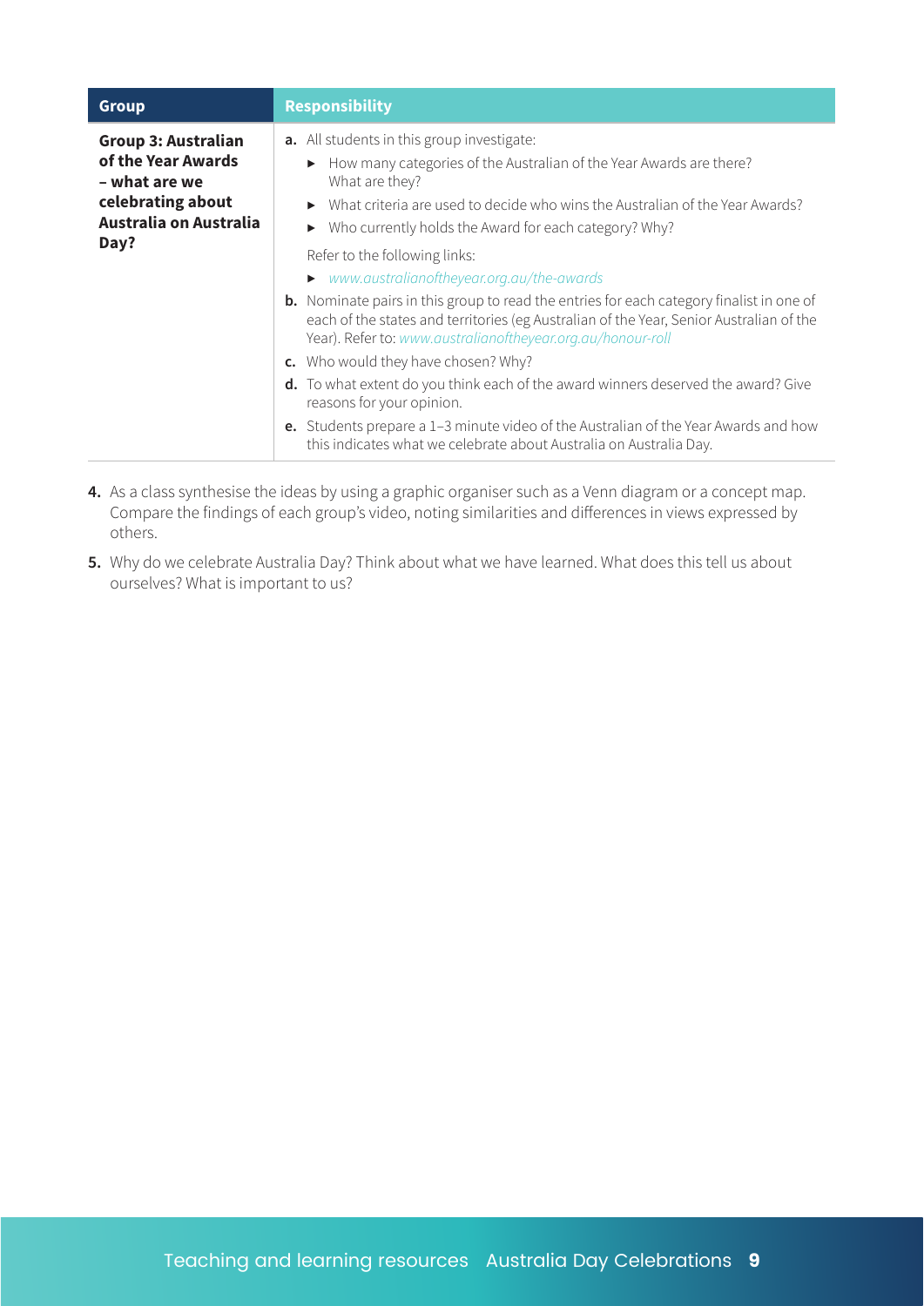| Group | Responsibility |
| --- | --- |
| **Group 3: Australian of the Year Awards – what are we celebrating about Australia on Australia Day?** | **a.** All students in this group investigate:<br>▸ How many categories of the Australian of the Year Awards are there? What are they?<br>▸ What criteria are used to decide who wins the Australian of the Year Awards?<br>▸ Who currently holds the Award for each category? Why?<br>Refer to the following links:<br>▸ *www.australianoftheyear.org.au/the-awards*<br>**b.** Nominate pairs in this group to read the entries for each category finalist in one of each of the states and territories (eg Australian of the Year, Senior Australian of the Year). Refer to: *www.australianoftheyear.org.au/honour-roll*<br>**c.** Who would they have chosen? Why?<br>**d.** To what extent do you think each of the award winners deserved the award? Give reasons for your opinion.<br>**e.** Students prepare a 1–3 minute video of the Australian of the Year Awards and how this indicates what we celebrate about Australia on Australia Day. |

**4.** As a class synthesise the ideas by using a graphic organiser such as a Venn diagram or a concept map. Compare the findings of each group's video, noting similarities and differences in views expressed by others.

**5.** Why do we celebrate Australia Day? Think about what we have learned. What does this tell us about ourselves? What is important to us?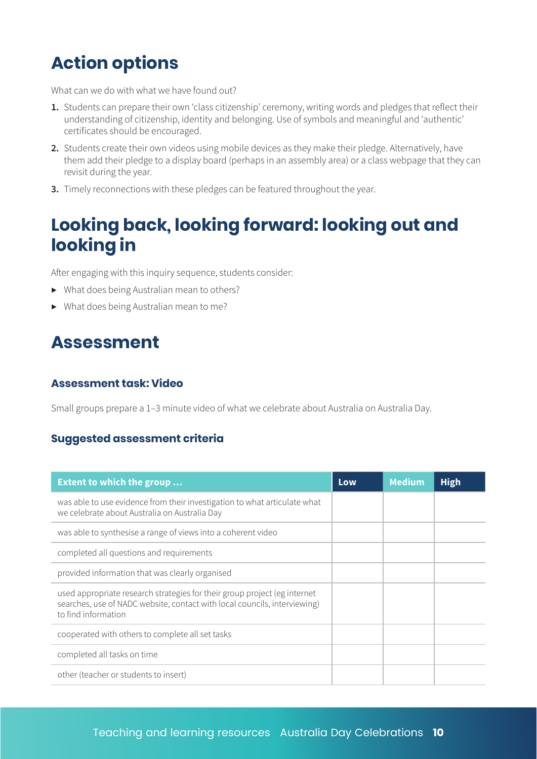## Action options

What can we do with what we have found out?

1. Students can prepare their own 'class citizenship' ceremony, writing words and pledges that reflect their understanding of citizenship, identity and belonging. Use of symbols and meaningful and 'authentic' certificates should be encouraged.
2. Students create their own videos using mobile devices as they make their pledge. Alternatively, have them add their pledge to a display board (perhaps in an assembly area) or a class webpage that they can revisit during the year.
3. Timely reconnections with these pledges can be featured throughout the year.

## Looking back, looking forward: looking out and looking in

After engaging with this inquiry sequence, students consider:

- What does being Australian mean to others?
- What does being Australian mean to me?

## Assessment

### Assessment task: Video

Small groups prepare a 1–3 minute video of what we celebrate about Australia on Australia Day.

### Suggested assessment criteria

| Extent to which the group … | Low | Medium | High |
|---|---|---|---|
| was able to use evidence from their investigation to what articulate what we celebrate about Australia on Australia Day | | | |
| was able to synthesise a range of views into a coherent video | | | |
| completed all questions and requirements | | | |
| provided information that was clearly organised | | | |
| used appropriate research strategies for their group project (eg internet searches, use of NADC website, contact with local councils, interviewing) to find information | | | |
| cooperated with others to complete all set tasks | | | |
| completed all tasks on time | | | |
| other (teacher or students to insert) | | | |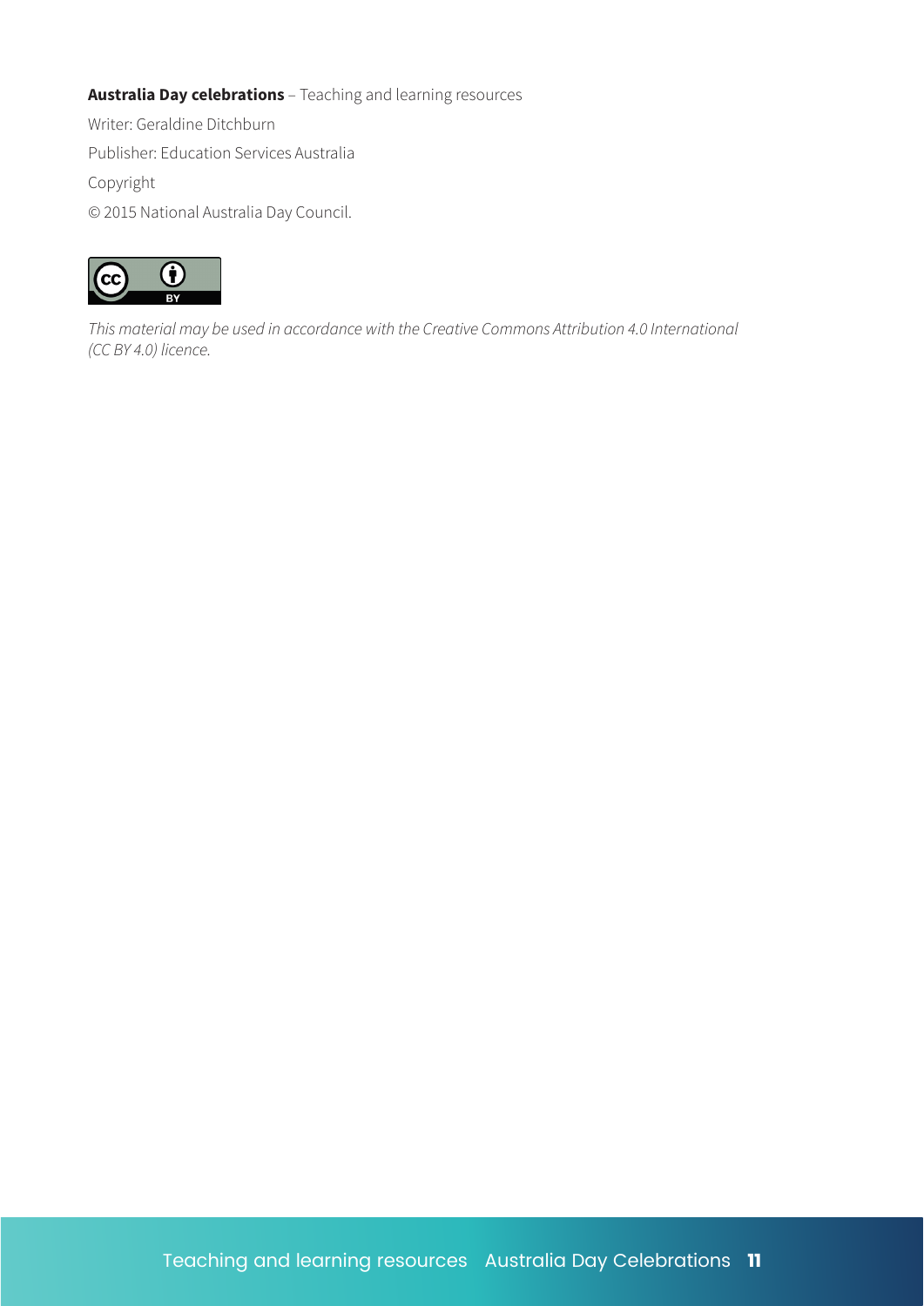**Australia Day celebrations** – Teaching and learning resources

Writer: Geraldine Ditchburn

Publisher: Education Services Australia

Copyright

© 2015 National Australia Day Council.

*This material may be used in accordance with the Creative Commons Attribution 4.0 International (CC BY 4.0) licence.*